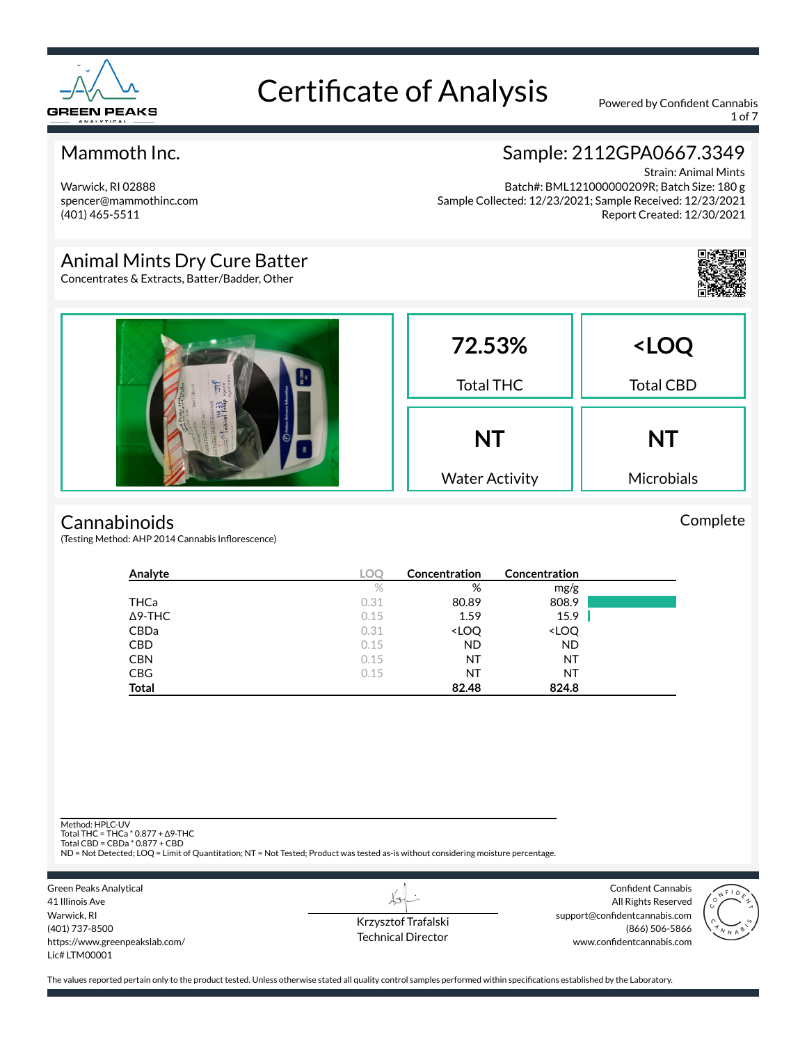GREEN PEAKS ANALYTICAL

# Certificate of Analysis

Powered by Confident Cannabis

## Mammoth Inc.

Warwick, RI 02888
spencer@mammothinc.com
(401) 465-5511

## Sample: 2112GPA0667.3349

Strain: Animal Mints
Batch#: BML121000000209R; Batch Size: 180 g
Sample Collected: 12/23/2021; Sample Received: 12/23/2021
Report Created: 12/30/2021

## Animal Mints Dry Cure Batter

Concentrates & Extracts, Batter/Badder, Other

| 72.53% | <LOQ |
|---|---|
| Total THC | Total CBD |
| **NT** | **NT** |
| Water Activity | Microbials |

## Cannabinoids

Complete

(Testing Method: AHP 2014 Cannabis Inflorescence)

| Analyte | LOQ | Concentration | Concentration |
|---|---|---|---|
| | % | % | mg/g |
| THCa | 0.31 | 80.89 | 808.9 |
| Δ9-THC | 0.15 | 1.59 | 15.9 |
| CBDa | 0.31 | <LOQ | <LOQ |
| CBD | 0.15 | ND | ND |
| CBN | 0.15 | NT | NT |
| CBG | 0.15 | NT | NT |
| **Total** | | **82.48** | **824.8** |

Method: HPLC-UV
Total THC = THCa * 0.877 + Δ9-THC
Total CBD = CBDa * 0.877 + CBD
ND = Not Detected; LOQ = Limit of Quantitation; NT = Not Tested; Product was tested as-is without considering moisture percentage.

Green Peaks Analytical
41 Illinois Ave
Warwick, RI
(401) 737-8500
https://www.greenpeakslab.com/
Lic# LTM00001

Krzysztof Trafalski
Technical Director

Confident Cannabis
All Rights Reserved
support@confidentcannabis.com
(866) 506-5866
www.confidentcannabis.com

The values reported pertain only to the product tested. Unless otherwise stated all quality control samples performed within specifications established by the Laboratory.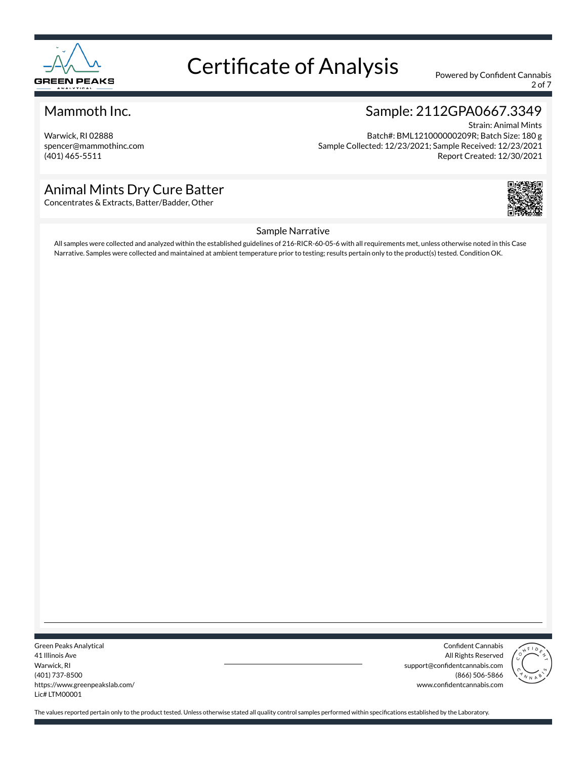# Certificate of Analysis

Powered by Confident Cannabis

## Mammoth Inc.

Warwick, RI 02888
spencer@mammothinc.com
(401) 465-5511

## Sample: 2112GPA0667.3349

Strain: Animal Mints
Batch#: BML121000000209R; Batch Size: 180 g
Sample Collected: 12/23/2021; Sample Received: 12/23/2021
Report Created: 12/30/2021

## Animal Mints Dry Cure Batter

Concentrates & Extracts, Batter/Badder, Other

### Sample Narrative

All samples were collected and analyzed within the established guidelines of 216-RICR-60-05-6 with all requirements met, unless otherwise noted in this Case Narrative. Samples were collected and maintained at ambient temperature prior to testing; results pertain only to the product(s) tested. Condition OK.

Green Peaks Analytical
41 Illinois Ave
Warwick, RI
(401) 737-8500
https://www.greenpeakslab.com/
Lic# LTM00001

Confident Cannabis
All Rights Reserved
support@confidentcannabis.com
(866) 506-5866
www.confidentcannabis.com

The values reported pertain only to the product tested. Unless otherwise stated all quality control samples performed within specifications established by the Laboratory.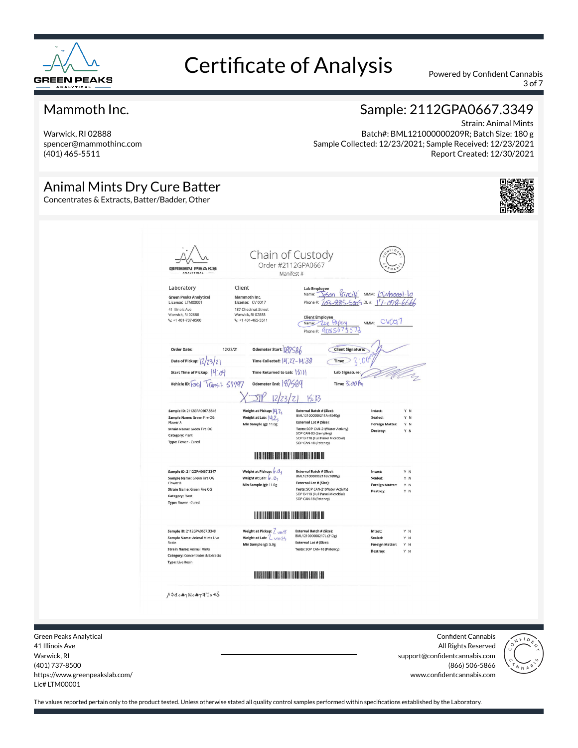# Certificate of Analysis

Powered by Confident Cannabis

## Mammoth Inc.

Warwick, RI 02888
spencer@mammothinc.com
(401) 465-5511

## Sample: 2112GPA0667.3349

Strain: Animal Mints
Batch#: BML121000000209R; Batch Size: 180 g
Sample Collected: 12/23/2021; Sample Received: 12/23/2021
Report Created: 12/30/2021

## Animal Mints Dry Cure Batter

Concentrates & Extracts, Batter/Badder, Other

### Chain of Custody

Order #2112GPA0667
Manifest #

**Laboratory**
Green Peaks Analytical
License: LTM00001
41 Illinois Ave
Warwick, RI 02888
+1 401-737-8500

**Client**
Mammoth Inc.
License: CV 0017
187 Chestnut Street
Warwick, RI 02888
+1 401-465-5511

**Lab Employee**
Name: Jason Principi MMM: LTM00001-10
Phone #: 203-885-5005 DL #: 17-078-6566

**Client Employee**
Name: Zoe Papay MMM: CV0017
Phone #: 9085673573

| | | | |
|---|---|---|---|
| Order Date: 12/23/21 | Odometer Start: 187586 | Client Signature: | |
| Date of Pickup: 12/23/21 | Time Collected: 14:27-14:38 | Time: 3:00pm | |
| Start Time of Pickup: 14:04 | Time Returned to Lab: 15:11 | Lab Signature: | |
| Vehicle ID: Ford Transit 57797 | Odometer End: 187589 | Time: 3:00pm | |

X JP 12/23/21 15:13

| Sample | Weight | External Batch / Tests | Status |
|---|---|---|---|
| Sample ID: 2112GPA0667.3346<br>Sample Name: Green Fire OG Flower A<br>Strain Name: Green Fire OG<br>Category: Plant<br>Type: Flower - Cured | Weight at Pickup: 14.2g<br>Weight at Lab: 14.2g<br>Min Sample (g): 11.0g | External Batch # (Size): BML121000000211A (4540g)<br>External Lot # (Size):<br>Tests: SOP CAN-21(Water Activity), SOP CAN-03 (Sampling), SOP B-118 (Full Panel Microbial), SOP CAN-18 (Potency) | Intact: Y N<br>Sealed: Y N<br>Foreign Matter: Y N<br>Destroy: Y N |
| Sample ID: 2112GPA0667.3347<br>Sample Name: Green Fire OG Flower B<br>Strain Name: Green Fire OG<br>Category: Plant<br>Type: Flower - Cured | Weight at Pickup: 6.0g<br>Weight at Lab: 6.0g<br>Min Sample (g): 11.0g | External Batch # (Size): BML121000000211B (1800g)<br>External Lot # (Size):<br>Tests: SOP CAN-21(Water Activity), SOP B-118 (Full Panel Microbial), SOP CAN-18 (Potency) | Intact: Y N<br>Sealed: Y N<br>Foreign Matter: Y N<br>Destroy: Y N |
| Sample ID: 2112GPA0667.3348<br>Sample Name: Animal Mints Live Rosin<br>Strain Name: Animal Mints<br>Category: Concentrates & Extracts<br>Type: Live Rosin | Weight at Pickup: 2 units<br>Weight at Lab: 2 units<br>Min Sample (g): 5.0g | External Batch # (Size): BML121000000217L (212g)<br>External Lot # (Size):<br>Tests: SOP CAN-18 (Potency) | Intact: Y N<br>Sealed: Y N<br>Foreign Matter: Y N<br>Destroy: Y N |

Green Peaks Analytical
41 Illinois Ave
Warwick, RI
(401) 737-8500
https://www.greenpeakslab.com/
Lic# LTM00001

Confident Cannabis
All Rights Reserved
support@confidentcannabis.com
(866) 506-5866
www.confidentcannabis.com

The values reported pertain only to the product tested. Unless otherwise stated all quality control samples performed within specifications established by the Laboratory.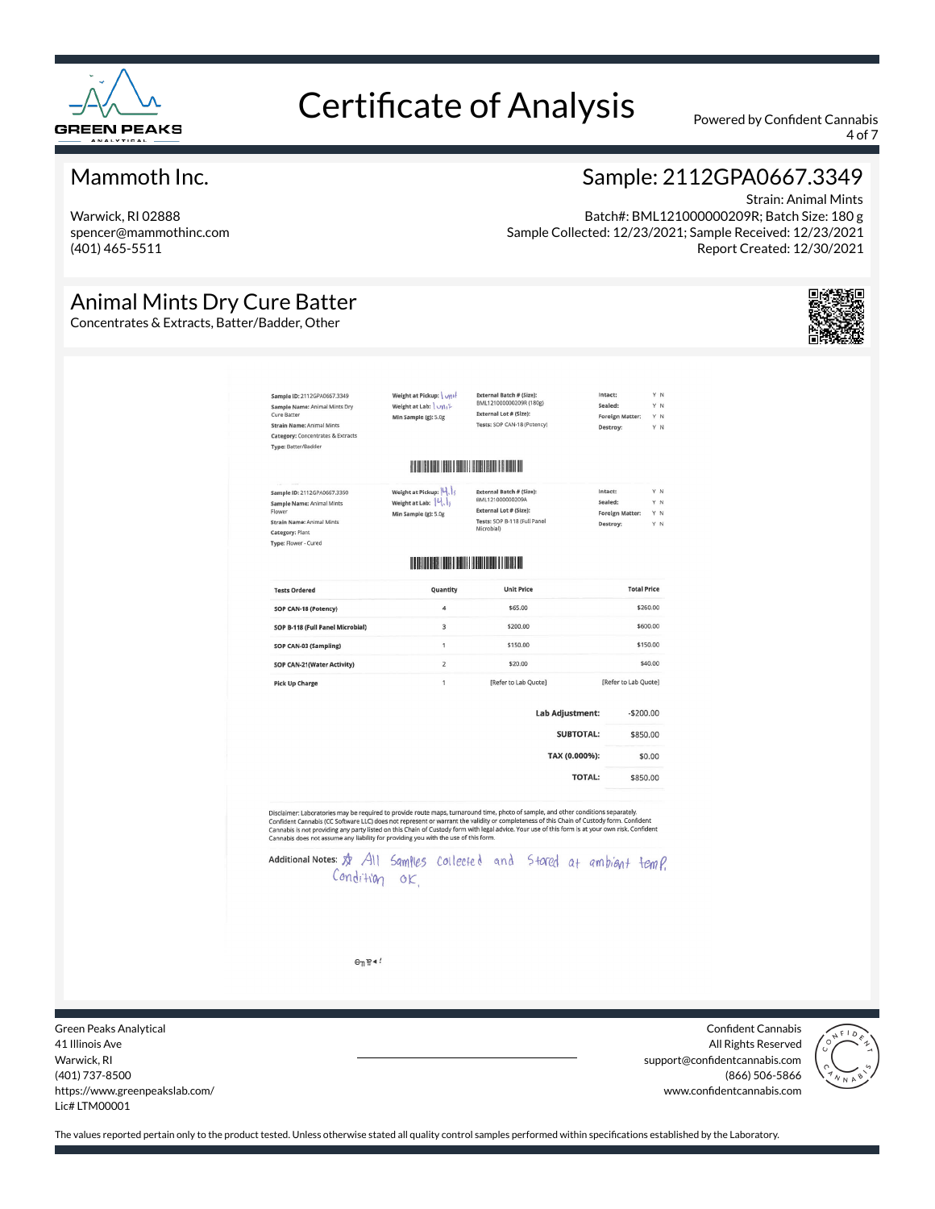# Certificate of Analysis

Powered by Confident Cannabis

## Mammoth Inc.

Warwick, RI 02888
spencer@mammothinc.com
(401) 465-5511

## Sample: 2112GPA0667.3349

Strain: Animal Mints
Batch#: BML121000000209R; Batch Size: 180 g
Sample Collected: 12/23/2021; Sample Received: 12/23/2021
Report Created: 12/30/2021

## Animal Mints Dry Cure Batter

Concentrates & Extracts, Batter/Badder, Other

**Sample ID:** 2112GPA0667.3349
**Sample Name:** Animal Mints Dry Cure Batter
**Strain Name:** Animal Mints
**Category:** Concentrates & Extracts
**Type:** Batter/Badder

**Weight at Pickup:** 1 unit
**Weight at Lab:** 1 unit
**Min Sample (g):** 5.0g

**External Batch # (Size):** BML121000000209R (180g)
**External Lot # (Size):**
**Tests:** SOP CAN-18 (Potency)

**Intact:** Y N
**Sealed:** Y N
**Foreign Matter:** Y N
**Destroy:** Y N

**Sample ID:** 2112GPA0667.3350
**Sample Name:** Animal Mints Flower
**Strain Name:** Animal Mints
**Category:** Plant
**Type:** Flower - Cured

**Weight at Pickup:** 14.1
**Weight at Lab:** 14.1
**Min Sample (g):** 5.0g

**External Batch # (Size):** BML121000000209A
**External Lot # (Size):**
**Tests:** SOP B-118 (Full Panel Microbial)

**Intact:** Y N
**Sealed:** Y N
**Foreign Matter:** Y N
**Destroy:** Y N

| Tests Ordered | Quantity | Unit Price | Total Price |
|---|---|---|---|
| SOP CAN-18 (Potency) | 4 | $65.00 | $260.00 |
| SOP B-118 (Full Panel Microbial) | 3 | $200.00 | $600.00 |
| SOP CAN-03 (Sampling) | 1 | $150.00 | $150.00 |
| SOP CAN-21(Water Activity) | 2 | $20.00 | $40.00 |
| Pick Up Charge | 1 | [Refer to Lab Quote] | [Refer to Lab Quote] |

| | |
|---|---|
| **Lab Adjustment:** | -$200.00 |
| **SUBTOTAL:** | $850.00 |
| **TAX (0.000%):** | $0.00 |
| **TOTAL:** | $850.00 |

Disclaimer: Laboratories may be required to provide route maps, turnaround time, photo of sample, and other conditions separately. Confident Cannabis (CC Software LLC) does not represent or warrant the validity or completeness of this Chain of Custody form. Confident Cannabis is not providing any party listed on this Chain of Custody form with legal advice. Your use of this form is at your own risk. Confident Cannabis does not assume any liability for providing you with the use of this form.

**Additional Notes:** * All Samples collected and Stored at ambient temp. Condition OK.

Green Peaks Analytical
41 Illinois Ave
Warwick, RI
(401) 737-8500
https://www.greenpeakslab.com/
Lic# LTM00001

Confident Cannabis
All Rights Reserved
support@confidentcannabis.com
(866) 506-5866
www.confidentcannabis.com

The values reported pertain only to the product tested. Unless otherwise stated all quality control samples performed within specifications established by the Laboratory.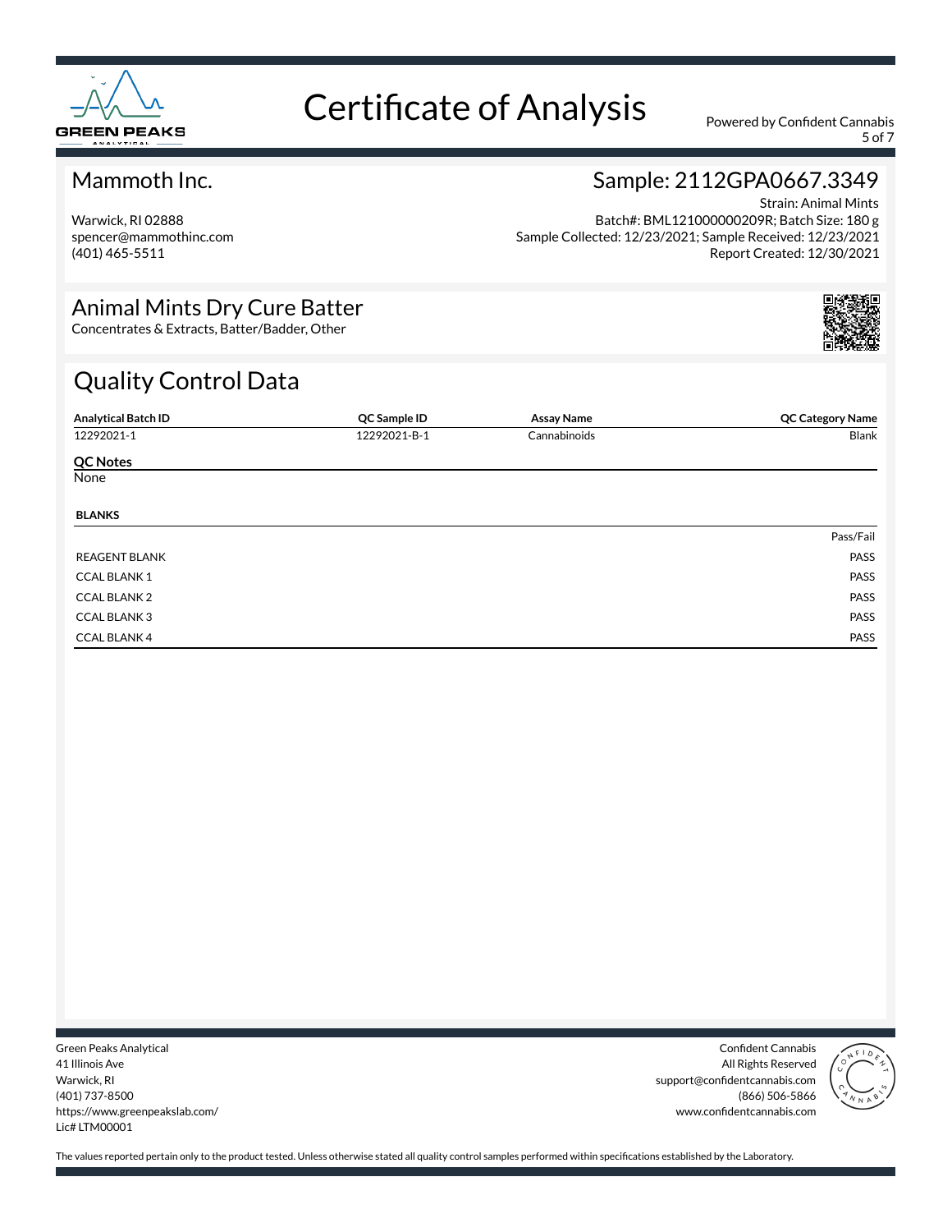# Certificate of Analysis

Powered by Confident Cannabis

## Mammoth Inc.

Warwick, RI 02888
spencer@mammothinc.com
(401) 465-5511

## Sample: 2112GPA0667.3349

Strain: Animal Mints
Batch#: BML121000000209R; Batch Size: 180 g
Sample Collected: 12/23/2021; Sample Received: 12/23/2021
Report Created: 12/30/2021

## Animal Mints Dry Cure Batter

Concentrates & Extracts, Batter/Badder, Other

## Quality Control Data

| Analytical Batch ID | QC Sample ID | Assay Name | QC Category Name |
|---|---|---|---|
| 12292021-1 | 12292021-B-1 | Cannabinoids | Blank |

**QC Notes**

None

**BLANKS**

| | Pass/Fail |
|---|---|
| REAGENT BLANK | PASS |
| CCAL BLANK 1 | PASS |
| CCAL BLANK 2 | PASS |
| CCAL BLANK 3 | PASS |
| CCAL BLANK 4 | PASS |

Green Peaks Analytical
41 Illinois Ave
Warwick, RI
(401) 737-8500
https://www.greenpeakslab.com/
Lic# LTM00001

Confident Cannabis
All Rights Reserved
support@confidentcannabis.com
(866) 506-5866
www.confidentcannabis.com

The values reported pertain only to the product tested. Unless otherwise stated all quality control samples performed within specifications established by the Laboratory.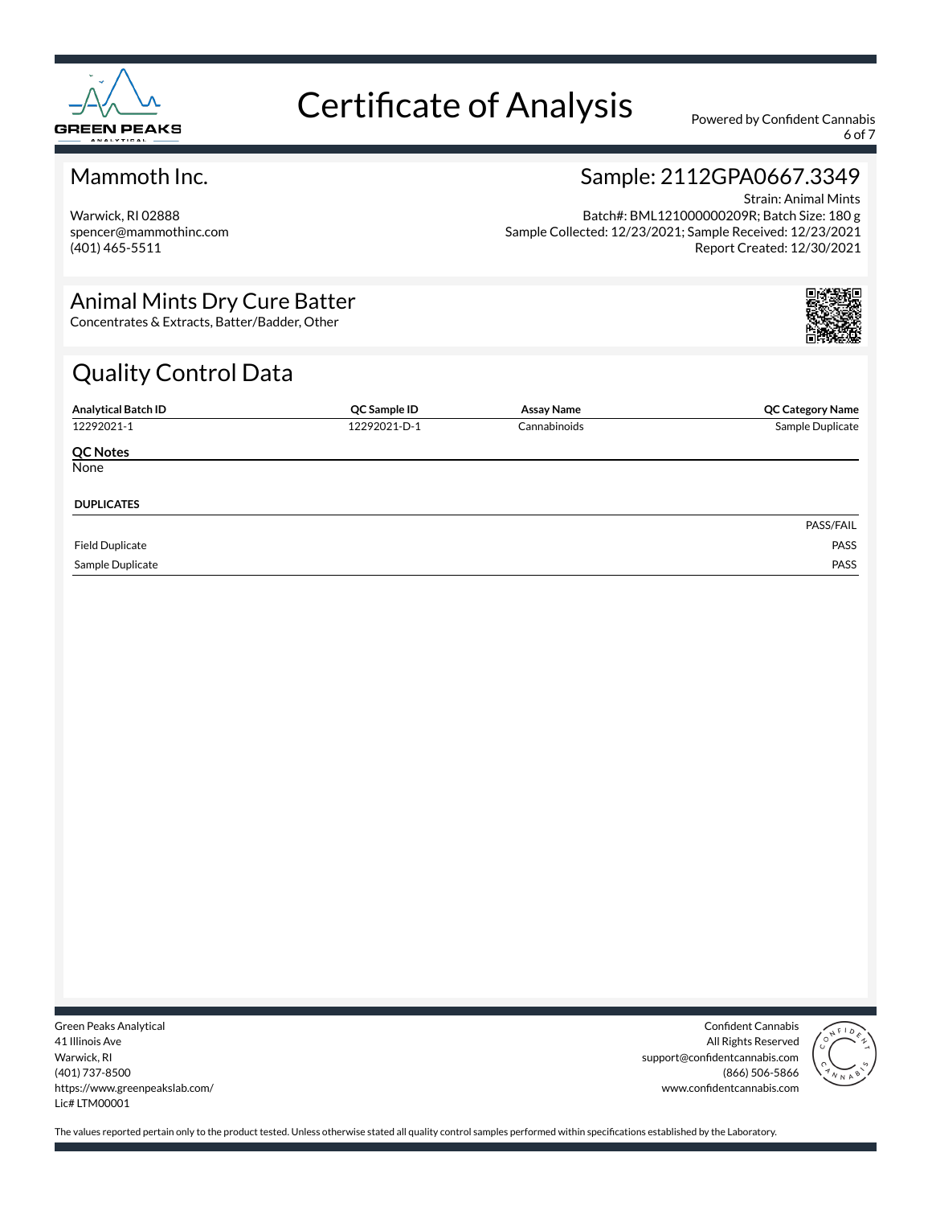# Certificate of Analysis

Powered by Confident Cannabis

## Mammoth Inc.

Warwick, RI 02888
spencer@mammothinc.com
(401) 465-5511

## Sample: 2112GPA0667.3349

Strain: Animal Mints
Batch#: BML121000000209R; Batch Size: 180 g
Sample Collected: 12/23/2021; Sample Received: 12/23/2021
Report Created: 12/30/2021

## Animal Mints Dry Cure Batter

Concentrates & Extracts, Batter/Badder, Other

## Quality Control Data

| Analytical Batch ID | QC Sample ID | Assay Name | QC Category Name |
|---|---|---|---|
| 12292021-1 | 12292021-D-1 | Cannabinoids | Sample Duplicate |

**QC Notes**

None

**DUPLICATES**

| | PASS/FAIL |
|---|---|
| Field Duplicate | PASS |
| Sample Duplicate | PASS |

Green Peaks Analytical
41 Illinois Ave
Warwick, RI
(401) 737-8500
https://www.greenpeakslab.com/
Lic# LTM00001

Confident Cannabis
All Rights Reserved
support@confidentcannabis.com
(866) 506-5866
www.confidentcannabis.com

The values reported pertain only to the product tested. Unless otherwise stated all quality control samples performed within specifications established by the Laboratory.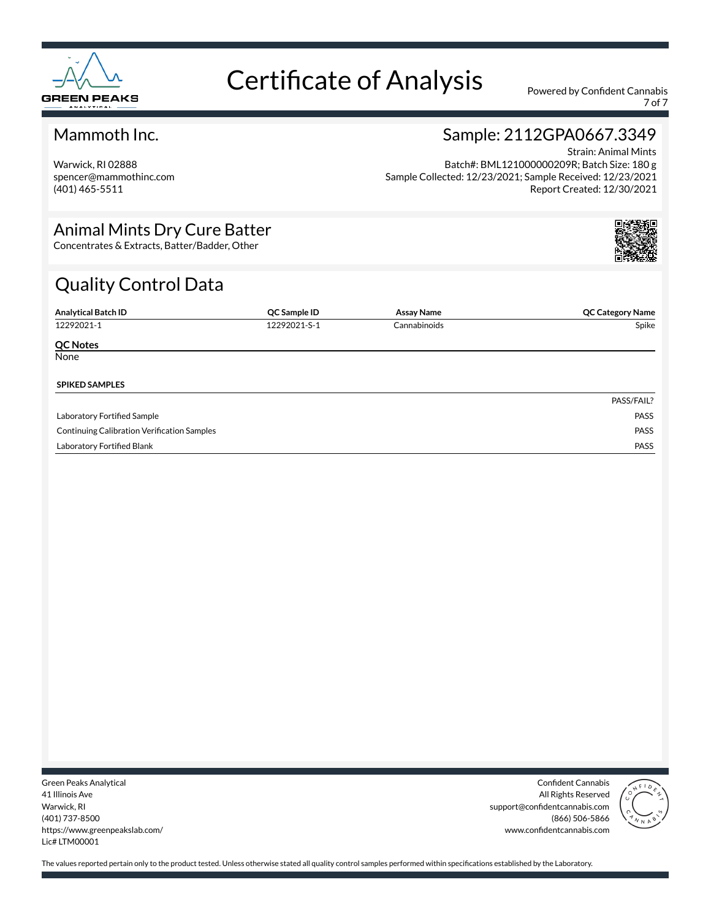# Certificate of Analysis

Powered by Confident Cannabis

## Mammoth Inc.

Warwick, RI 02888
spencer@mammothinc.com
(401) 465-5511

## Sample: 2112GPA0667.3349

Strain: Animal Mints
Batch#: BML121000000209R; Batch Size: 180 g
Sample Collected: 12/23/2021; Sample Received: 12/23/2021
Report Created: 12/30/2021

## Animal Mints Dry Cure Batter

Concentrates & Extracts, Batter/Badder, Other

## Quality Control Data

| Analytical Batch ID | QC Sample ID | Assay Name | QC Category Name |
|---|---|---|---|
| 12292021-1 | 12292021-S-1 | Cannabinoids | Spike |

**QC Notes**

None

**SPIKED SAMPLES**

| | PASS/FAIL? |
|---|---|
| Laboratory Fortified Sample | PASS |
| Continuing Calibration Verification Samples | PASS |
| Laboratory Fortified Blank | PASS |

Green Peaks Analytical
41 Illinois Ave
Warwick, RI
(401) 737-8500
https://www.greenpeakslab.com/
Lic# LTM00001

Confident Cannabis
All Rights Reserved
support@confidentcannabis.com
(866) 506-5866
www.confidentcannabis.com

The values reported pertain only to the product tested. Unless otherwise stated all quality control samples performed within specifications established by the Laboratory.